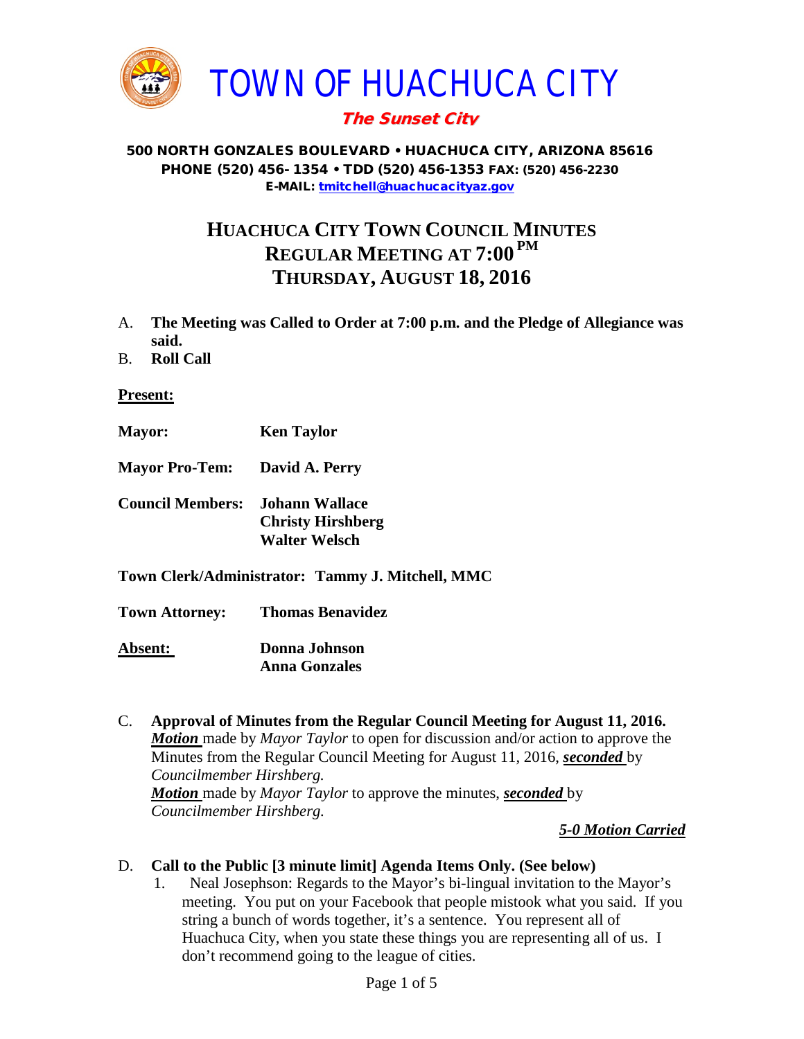# TOWN OF HUACHUCA CITY

***The Sunset City***

**500 NORTH GONZALES BOULEVARD • HUACHUCA CITY, ARIZONA 85616**
**PHONE (520) 456- 1354 • TDD (520) 456-1353 FAX: (520) 456-2230**
**E-MAIL: tmitchell@huachucacityaz.gov**

## HUACHUCA CITY TOWN COUNCIL MINUTES
## REGULAR MEETING AT 7:00 PM
## THURSDAY, AUGUST 18, 2016

A. **The Meeting was Called to Order at 7:00 p.m. and the Pledge of Allegiance was said.**

B. **Roll Call**

**Present:**

**Mayor:** **Ken Taylor**

**Mayor Pro-Tem:** **David A. Perry**

**Council Members:** **Johann Wallace**
**Christy Hirshberg**
**Walter Welsch**

**Town Clerk/Administrator: Tammy J. Mitchell, MMC**

**Town Attorney:** **Thomas Benavidez**

**Absent:** **Donna Johnson**
**Anna Gonzales**

C. **Approval of Minutes from the Regular Council Meeting for August 11, 2016.**
***Motion*** made by *Mayor Taylor* to open for discussion and/or action to approve the Minutes from the Regular Council Meeting for August 11, 2016, ***seconded*** by *Councilmember Hirshberg.*
***Motion*** made by *Mayor Taylor* to approve the minutes, ***seconded*** by *Councilmember Hirshberg.*

***5-0 Motion Carried***

D. **Call to the Public [3 minute limit] Agenda Items Only. (See below)**
1. Neal Josephson: Regards to the Mayor's bi-lingual invitation to the Mayor's meeting. You put on your Facebook that people mistook what you said. If you string a bunch of words together, it's a sentence. You represent all of Huachuca City, when you state these things you are representing all of us. I don't recommend going to the league of cities.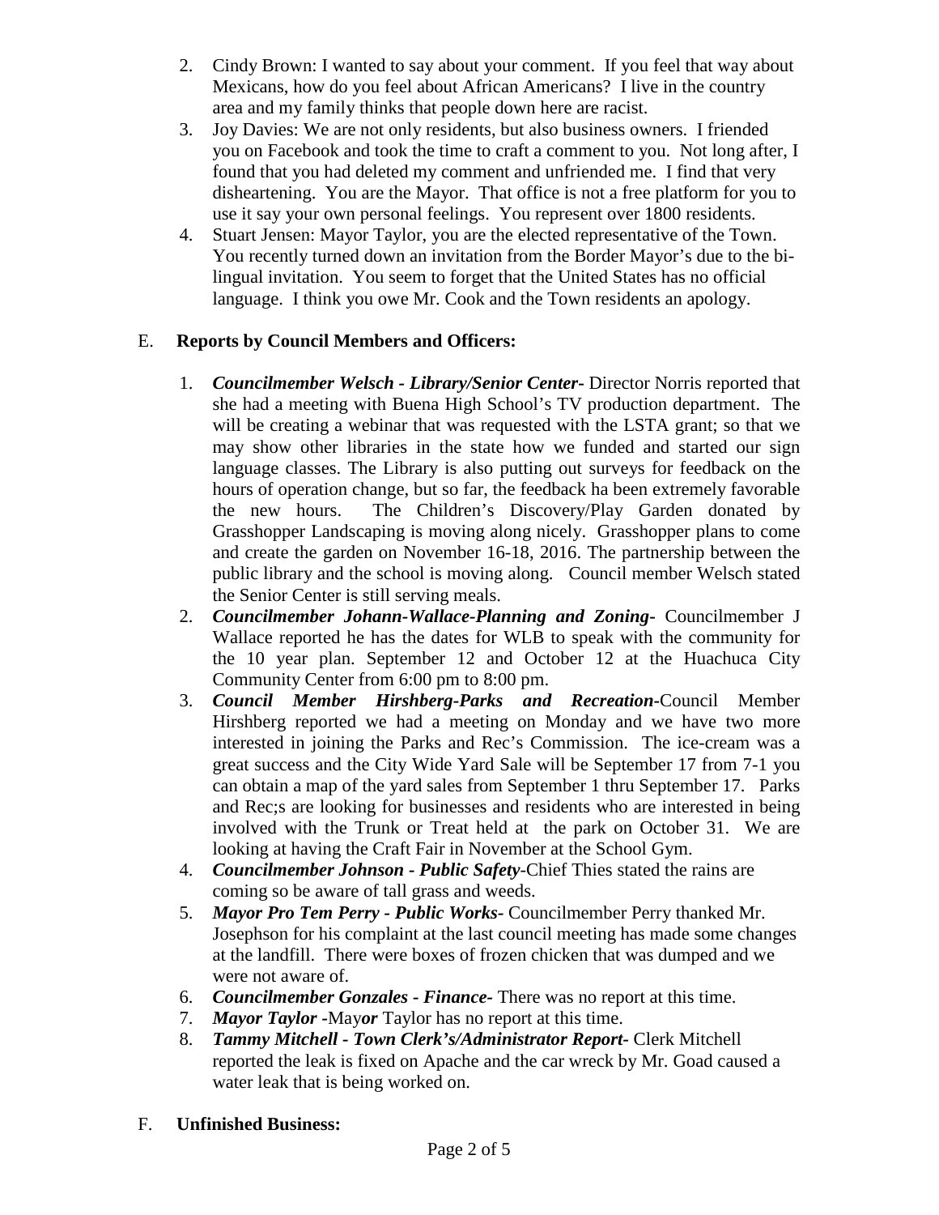2. Cindy Brown: I wanted to say about your comment. If you feel that way about Mexicans, how do you feel about African Americans? I live in the country area and my family thinks that people down here are racist.
3. Joy Davies: We are not only residents, but also business owners. I friended you on Facebook and took the time to craft a comment to you. Not long after, I found that you had deleted my comment and unfriended me. I find that very disheartening. You are the Mayor. That office is not a free platform for you to use it say your own personal feelings. You represent over 1800 residents.
4. Stuart Jensen: Mayor Taylor, you are the elected representative of the Town. You recently turned down an invitation from the Border Mayor's due to the bi-lingual invitation. You seem to forget that the United States has no official language. I think you owe Mr. Cook and the Town residents an apology.

E. **Reports by Council Members and Officers:**

1. ***Councilmember Welsch - Library/Senior Center-*** Director Norris reported that she had a meeting with Buena High School's TV production department. The will be creating a webinar that was requested with the LSTA grant; so that we may show other libraries in the state how we funded and started our sign language classes. The Library is also putting out surveys for feedback on the hours of operation change, but so far, the feedback ha been extremely favorable the new hours. The Children's Discovery/Play Garden donated by Grasshopper Landscaping is moving along nicely. Grasshopper plans to come and create the garden on November 16-18, 2016. The partnership between the public library and the school is moving along. Council member Welsch stated the Senior Center is still serving meals.
2. ***Councilmember Johann-Wallace-Planning and Zoning-*** Councilmember J Wallace reported he has the dates for WLB to speak with the community for the 10 year plan. September 12 and October 12 at the Huachuca City Community Center from 6:00 pm to 8:00 pm.
3. ***Council Member Hirshberg-Parks and Recreation-***Council Member Hirshberg reported we had a meeting on Monday and we have two more interested in joining the Parks and Rec's Commission. The ice-cream was a great success and the City Wide Yard Sale will be September 17 from 7-1 you can obtain a map of the yard sales from September 1 thru September 17. Parks and Rec;s are looking for businesses and residents who are interested in being involved with the Trunk or Treat held at the park on October 31. We are looking at having the Craft Fair in November at the School Gym.
4. ***Councilmember Johnson - Public Safety-***Chief Thies stated the rains are coming so be aware of tall grass and weeds.
5. ***Mayor Pro Tem Perry - Public Works-*** Councilmember Perry thanked Mr. Josephson for his complaint at the last council meeting has made some changes at the landfill. There were boxes of frozen chicken that was dumped and we were not aware of.
6. ***Councilmember Gonzales - Finance-*** There was no report at this time.
7. ***Mayor Taylor -***May***or*** Taylor has no report at this time.
8. ***Tammy Mitchell - Town Clerk's/Administrator Report-*** Clerk Mitchell reported the leak is fixed on Apache and the car wreck by Mr. Goad caused a water leak that is being worked on.

F. **Unfinished Business:**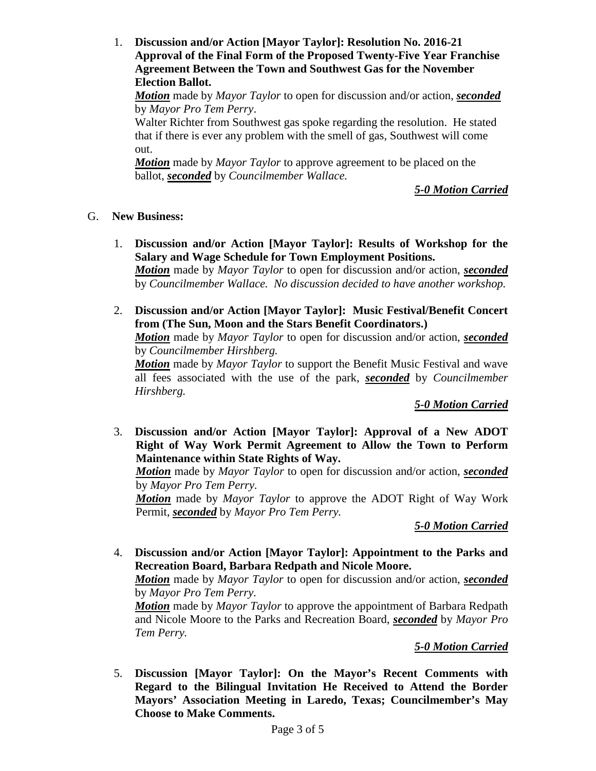1. **Discussion and/or Action [Mayor Taylor]: Resolution No. 2016-21 Approval of the Final Form of the Proposed Twenty-Five Year Franchise Agreement Between the Town and Southwest Gas for the November Election Ballot.**
   ***Motion*** made by *Mayor Taylor* to open for discussion and/or action, ***seconded*** by *Mayor Pro Tem Perry*.
   Walter Richter from Southwest gas spoke regarding the resolution. He stated that if there is ever any problem with the smell of gas, Southwest will come out.
   ***Motion*** made by *Mayor Taylor* to approve agreement to be placed on the ballot, ***seconded*** by *Councilmember Wallace.*

   ***5-0 Motion Carried***

G. **New Business:**

1. **Discussion and/or Action [Mayor Taylor]: Results of Workshop for the Salary and Wage Schedule for Town Employment Positions.**
   ***Motion*** made by *Mayor Taylor* to open for discussion and/or action, ***seconded*** by *Councilmember Wallace. No discussion decided to have another workshop.*

2. **Discussion and/or Action [Mayor Taylor]: Music Festival/Benefit Concert from (The Sun, Moon and the Stars Benefit Coordinators.)**
   ***Motion*** made by *Mayor Taylor* to open for discussion and/or action, ***seconded*** by *Councilmember Hirshberg.*
   ***Motion*** made by *Mayor Taylor* to support the Benefit Music Festival and wave all fees associated with the use of the park, ***seconded*** by *Councilmember Hirshberg.*

   ***5-0 Motion Carried***

3. **Discussion and/or Action [Mayor Taylor]: Approval of a New ADOT Right of Way Work Permit Agreement to Allow the Town to Perform Maintenance within State Rights of Way.**
   ***Motion*** made by *Mayor Taylor* to open for discussion and/or action, ***seconded*** by *Mayor Pro Tem Perry.*
   ***Motion*** made by *Mayor Taylor* to approve the ADOT Right of Way Work Permit, ***seconded*** by *Mayor Pro Tem Perry.*

   ***5-0 Motion Carried***

4. **Discussion and/or Action [Mayor Taylor]: Appointment to the Parks and Recreation Board, Barbara Redpath and Nicole Moore.**
   ***Motion*** made by *Mayor Taylor* to open for discussion and/or action, ***seconded*** by *Mayor Pro Tem Perry.*
   ***Motion*** made by *Mayor Taylor* to approve the appointment of Barbara Redpath and Nicole Moore to the Parks and Recreation Board, ***seconded*** by *Mayor Pro Tem Perry.*

   ***5-0 Motion Carried***

5. **Discussion [Mayor Taylor]: On the Mayor's Recent Comments with Regard to the Bilingual Invitation He Received to Attend the Border Mayors' Association Meeting in Laredo, Texas; Councilmember's May Choose to Make Comments.**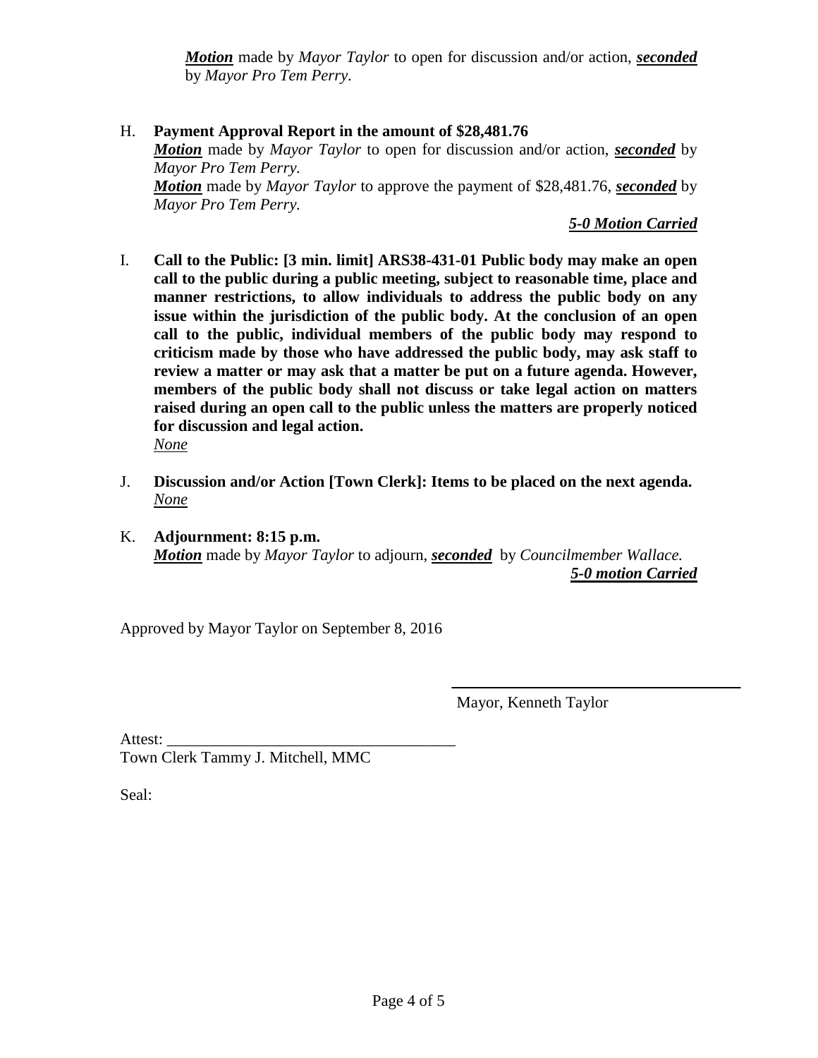***Motion*** made by *Mayor Taylor* to open for discussion and/or action, ***seconded*** by *Mayor Pro Tem Perry.*

H. **Payment Approval Report in the amount of $28,481.76**
***Motion*** made by *Mayor Taylor* to open for discussion and/or action, ***seconded*** by *Mayor Pro Tem Perry.*
***Motion*** made by *Mayor Taylor* to approve the payment of $28,481.76, ***seconded*** by *Mayor Pro Tem Perry.*

***5-0 Motion Carried***

I. **Call to the Public: [3 min. limit] ARS38-431-01 Public body may make an open call to the public during a public meeting, subject to reasonable time, place and manner restrictions, to allow individuals to address the public body on any issue within the jurisdiction of the public body. At the conclusion of an open call to the public, individual members of the public body may respond to criticism made by those who have addressed the public body, may ask staff to review a matter or may ask that a matter be put on a future agenda. However, members of the public body shall not discuss or take legal action on matters raised during an open call to the public unless the matters are properly noticed for discussion and legal action.**
*None*

J. **Discussion and/or Action [Town Clerk]: Items to be placed on the next agenda.**
*None*

K. **Adjournment: 8:15 p.m.**
***Motion*** made by *Mayor Taylor* to adjourn, ***seconded*** by *Councilmember Wallace.*

***5-0 motion Carried***

Approved by Mayor Taylor on September 8, 2016

\_\_\_\_\_\_\_\_\_\_\_\_\_\_\_\_\_\_\_\_\_\_\_\_\_\_\_\_\_\_\_\_\_\_\_\_
Mayor, Kenneth Taylor

Attest: \_\_\_\_\_\_\_\_\_\_\_\_\_\_\_\_\_\_\_\_\_\_\_\_\_\_\_\_\_\_\_\_\_\_\_\_
Town Clerk Tammy J. Mitchell, MMC

Seal: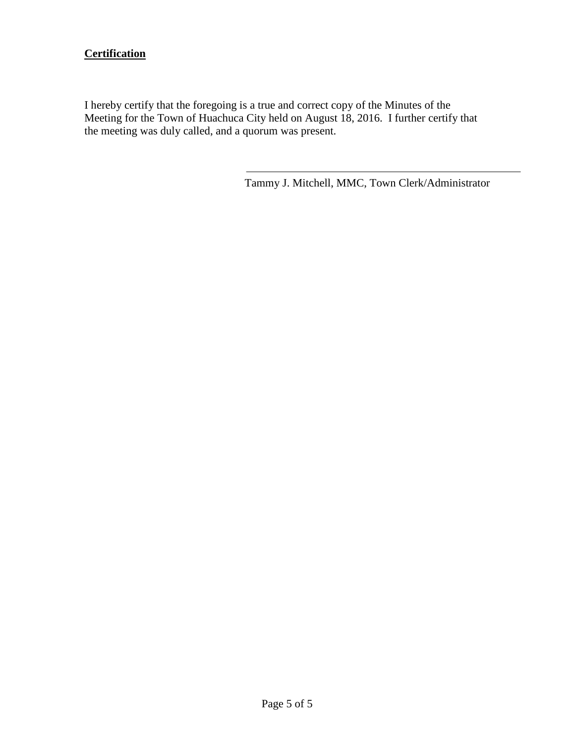**Certification**

I hereby certify that the foregoing is a true and correct copy of the Minutes of the Meeting for the Town of Huachuca City held on August 18, 2016. I further certify that the meeting was duly called, and a quorum was present.

\_\_\_\_\_\_\_\_\_\_\_\_\_\_\_\_\_\_\_\_\_\_\_\_\_\_\_\_\_\_\_\_\_\_\_\_\_\_\_\_\_\_\_\_

Tammy J. Mitchell, MMC, Town Clerk/Administrator